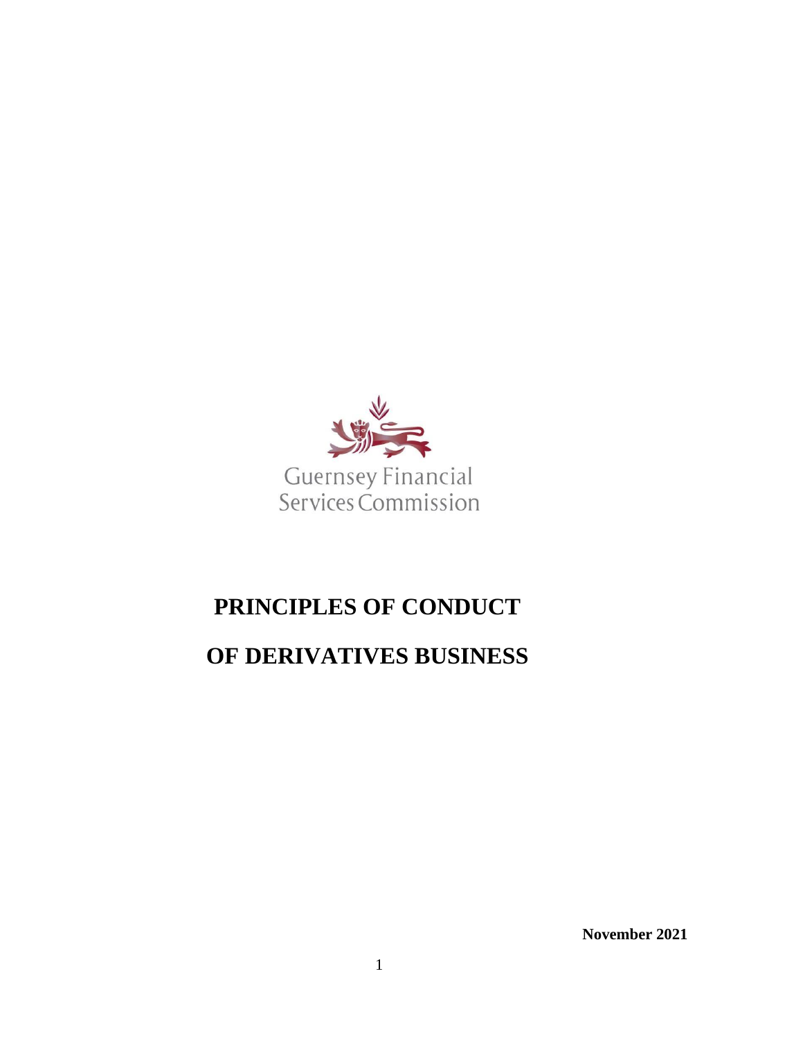Guernsey Financial Services Commission

# PRINCIPLES OF CONDUCT

# OF DERIVATIVES BUSINESS

**November 2021**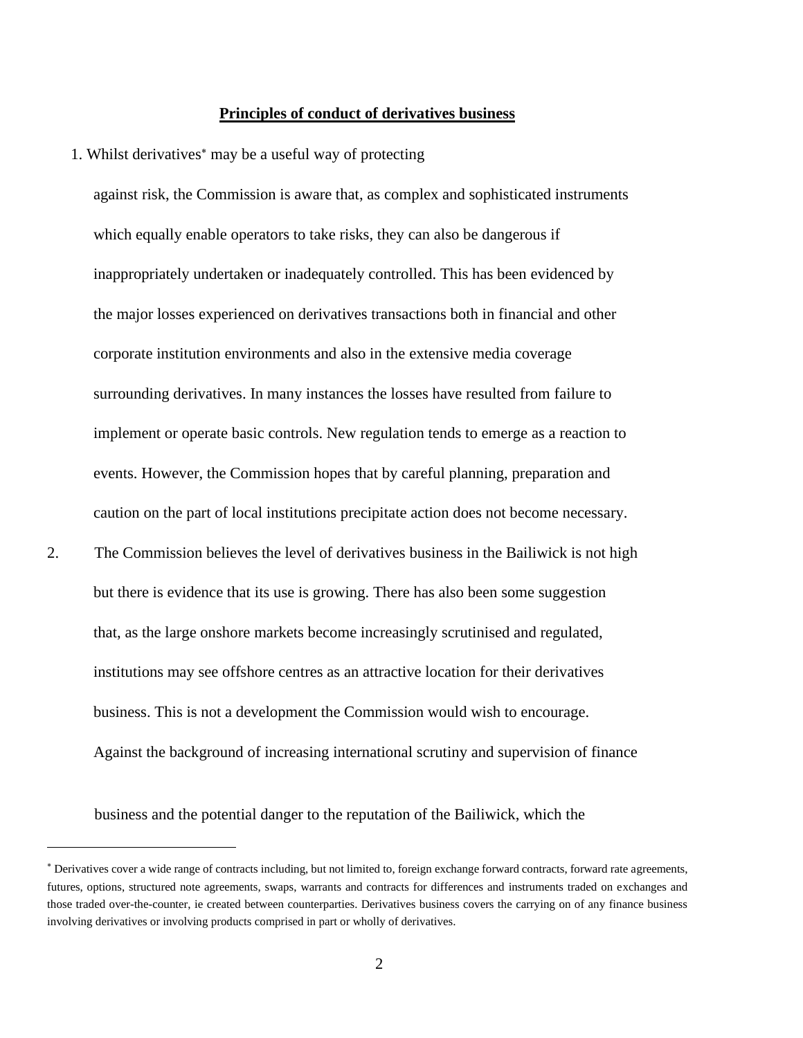**Principles of conduct of derivatives business**

1. Whilst derivatives[*] may be a useful way of protecting against risk, the Commission is aware that, as complex and sophisticated instruments which equally enable operators to take risks, they can also be dangerous if inappropriately undertaken or inadequately controlled. This has been evidenced by the major losses experienced on derivatives transactions both in financial and other corporate institution environments and also in the extensive media coverage surrounding derivatives. In many instances the losses have resulted from failure to implement or operate basic controls. New regulation tends to emerge as a reaction to events. However, the Commission hopes that by careful planning, preparation and caution on the part of local institutions precipitate action does not become necessary.

2. The Commission believes the level of derivatives business in the Bailiwick is not high but there is evidence that its use is growing. There has also been some suggestion that, as the large onshore markets become increasingly scrutinised and regulated, institutions may see offshore centres as an attractive location for their derivatives business. This is not a development the Commission would wish to encourage. Against the background of increasing international scrutiny and supervision of finance business and the potential danger to the reputation of the Bailiwick, which the

---

[*] Derivatives cover a wide range of contracts including, but not limited to, foreign exchange forward contracts, forward rate agreements, futures, options, structured note agreements, swaps, warrants and contracts for differences and instruments traded on exchanges and those traded over-the-counter, ie created between counterparties. Derivatives business covers the carrying on of any finance business involving derivatives or involving products comprised in part or wholly of derivatives.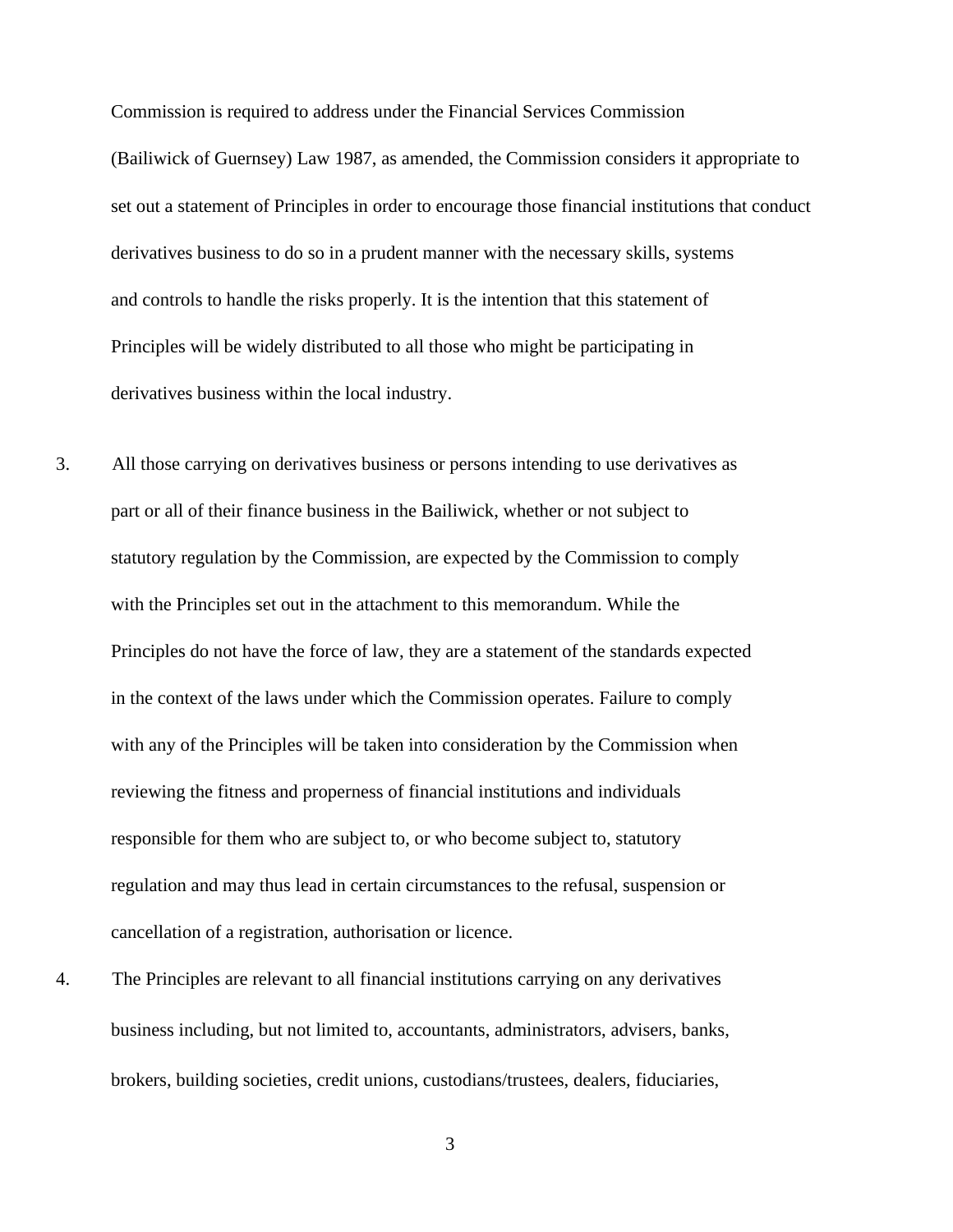Commission is required to address under the Financial Services Commission (Bailiwick of Guernsey) Law 1987, as amended, the Commission considers it appropriate to set out a statement of Principles in order to encourage those financial institutions that conduct derivatives business to do so in a prudent manner with the necessary skills, systems and controls to handle the risks properly. It is the intention that this statement of Principles will be widely distributed to all those who might be participating in derivatives business within the local industry.

3. All those carrying on derivatives business or persons intending to use derivatives as part or all of their finance business in the Bailiwick, whether or not subject to statutory regulation by the Commission, are expected by the Commission to comply with the Principles set out in the attachment to this memorandum. While the Principles do not have the force of law, they are a statement of the standards expected in the context of the laws under which the Commission operates. Failure to comply with any of the Principles will be taken into consideration by the Commission when reviewing the fitness and properness of financial institutions and individuals responsible for them who are subject to, or who become subject to, statutory regulation and may thus lead in certain circumstances to the refusal, suspension or cancellation of a registration, authorisation or licence.

4. The Principles are relevant to all financial institutions carrying on any derivatives business including, but not limited to, accountants, administrators, advisers, banks, brokers, building societies, credit unions, custodians/trustees, dealers, fiduciaries,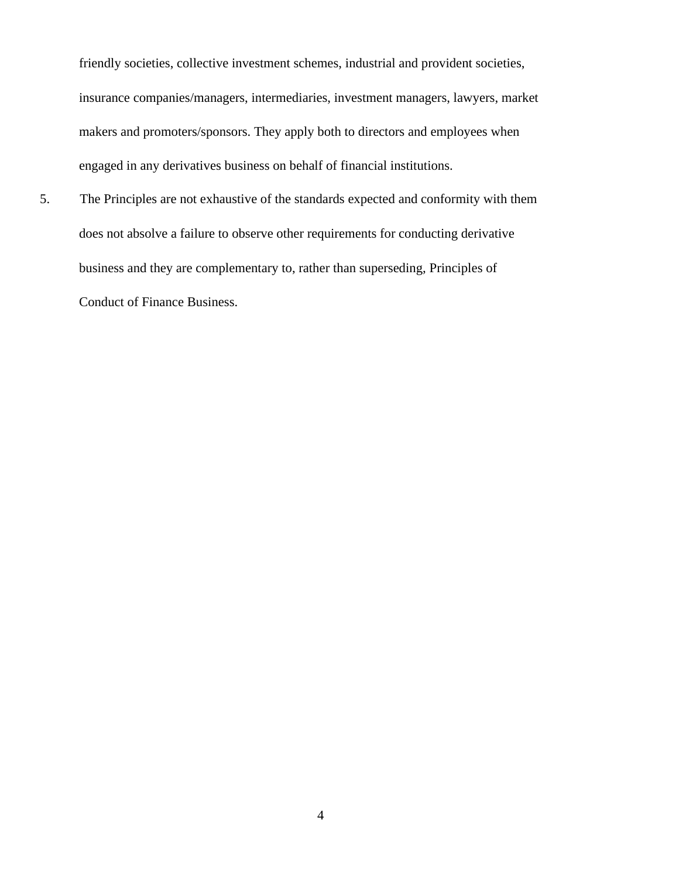friendly societies, collective investment schemes, industrial and provident societies, insurance companies/managers, intermediaries, investment managers, lawyers, market makers and promoters/sponsors. They apply both to directors and employees when engaged in any derivatives business on behalf of financial institutions.

5. The Principles are not exhaustive of the standards expected and conformity with them does not absolve a failure to observe other requirements for conducting derivative business and they are complementary to, rather than superseding, Principles of Conduct of Finance Business.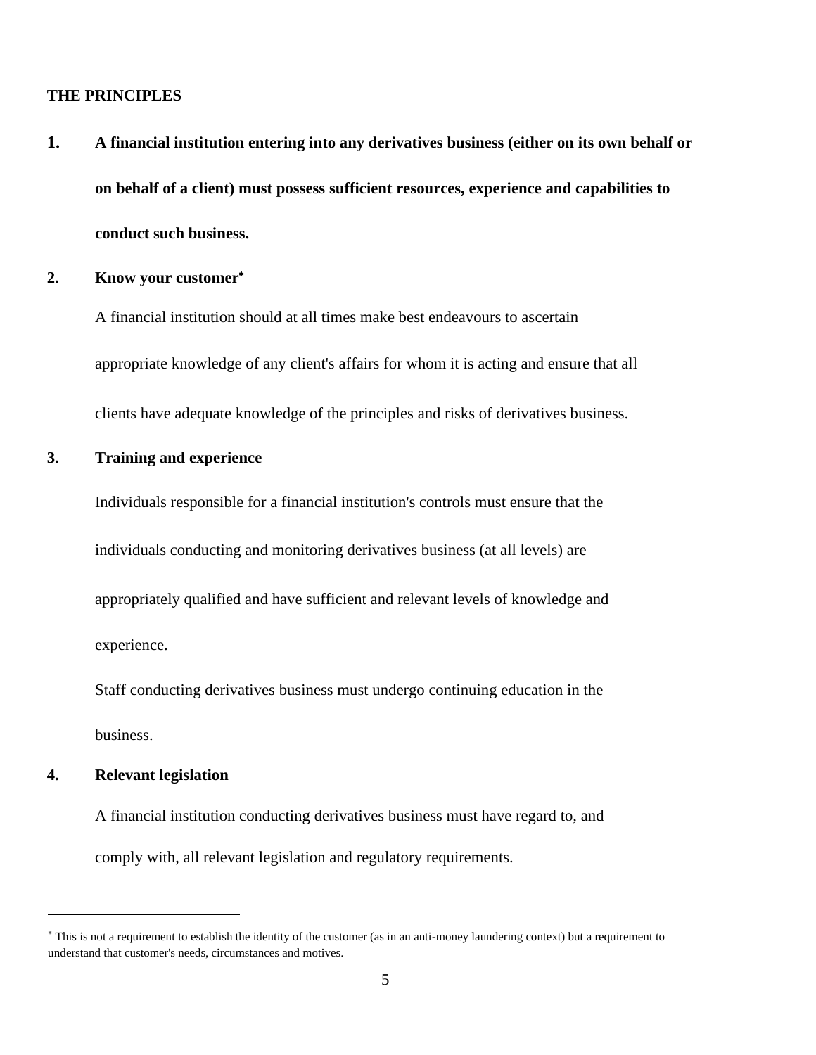## THE PRINCIPLES

**1. A financial institution entering into any derivatives business (either on its own behalf or on behalf of a client) must possess sufficient resources, experience and capabilities to conduct such business.**

**2. Know your customer***

A financial institution should at all times make best endeavours to ascertain appropriate knowledge of any client's affairs for whom it is acting and ensure that all clients have adequate knowledge of the principles and risks of derivatives business.

**3. Training and experience**

Individuals responsible for a financial institution's controls must ensure that the individuals conducting and monitoring derivatives business (at all levels) are appropriately qualified and have sufficient and relevant levels of knowledge and experience.

Staff conducting derivatives business must undergo continuing education in the business.

**4. Relevant legislation**

A financial institution conducting derivatives business must have regard to, and comply with, all relevant legislation and regulatory requirements.

---

* This is not a requirement to establish the identity of the customer (as in an anti-money laundering context) but a requirement to understand that customer's needs, circumstances and motives.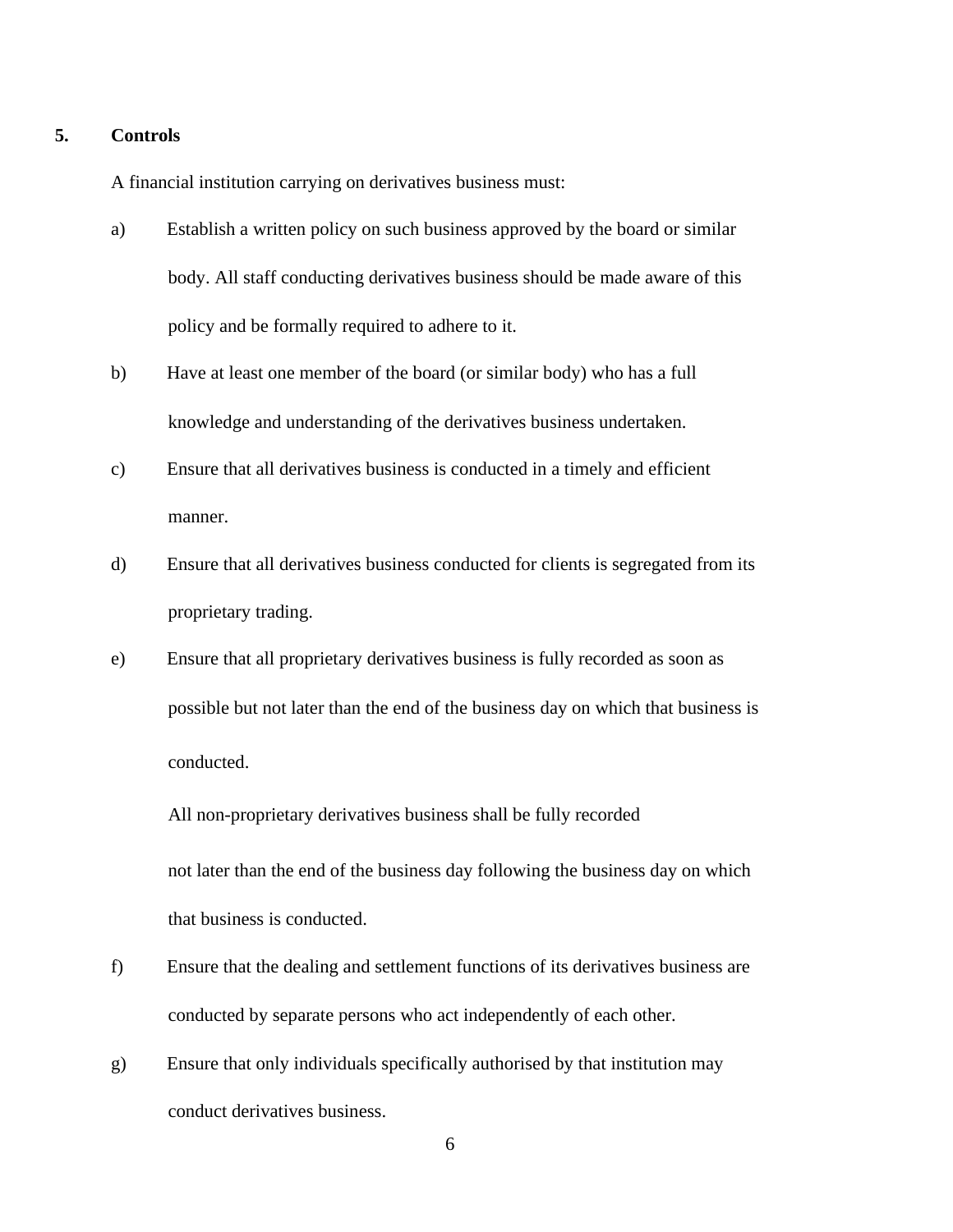## 5. Controls

A financial institution carrying on derivatives business must:

a) Establish a written policy on such business approved by the board or similar body. All staff conducting derivatives business should be made aware of this policy and be formally required to adhere to it.

b) Have at least one member of the board (or similar body) who has a full knowledge and understanding of the derivatives business undertaken.

c) Ensure that all derivatives business is conducted in a timely and efficient manner.

d) Ensure that all derivatives business conducted for clients is segregated from its proprietary trading.

e) Ensure that all proprietary derivatives business is fully recorded as soon as possible but not later than the end of the business day on which that business is conducted.

   All non-proprietary derivatives business shall be fully recorded not later than the end of the business day following the business day on which that business is conducted.

f) Ensure that the dealing and settlement functions of its derivatives business are conducted by separate persons who act independently of each other.

g) Ensure that only individuals specifically authorised by that institution may conduct derivatives business.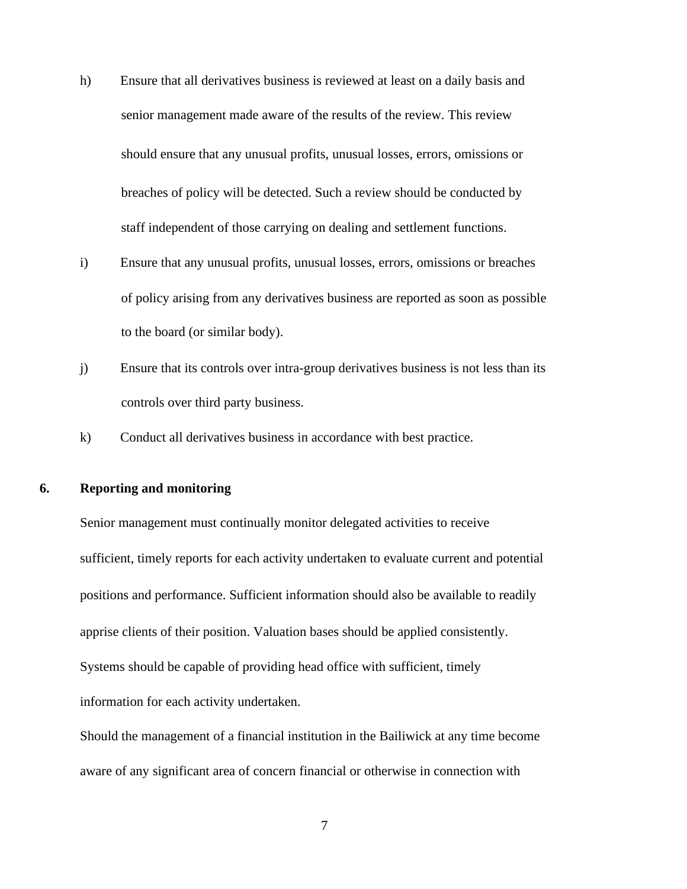h) Ensure that all derivatives business is reviewed at least on a daily basis and senior management made aware of the results of the review. This review should ensure that any unusual profits, unusual losses, errors, omissions or breaches of policy will be detected. Such a review should be conducted by staff independent of those carrying on dealing and settlement functions.

i) Ensure that any unusual profits, unusual losses, errors, omissions or breaches of policy arising from any derivatives business are reported as soon as possible to the board (or similar body).

j) Ensure that its controls over intra-group derivatives business is not less than its controls over third party business.

k) Conduct all derivatives business in accordance with best practice.

## 6. Reporting and monitoring

Senior management must continually monitor delegated activities to receive sufficient, timely reports for each activity undertaken to evaluate current and potential positions and performance. Sufficient information should also be available to readily apprise clients of their position. Valuation bases should be applied consistently. Systems should be capable of providing head office with sufficient, timely information for each activity undertaken.

Should the management of a financial institution in the Bailiwick at any time become aware of any significant area of concern financial or otherwise in connection with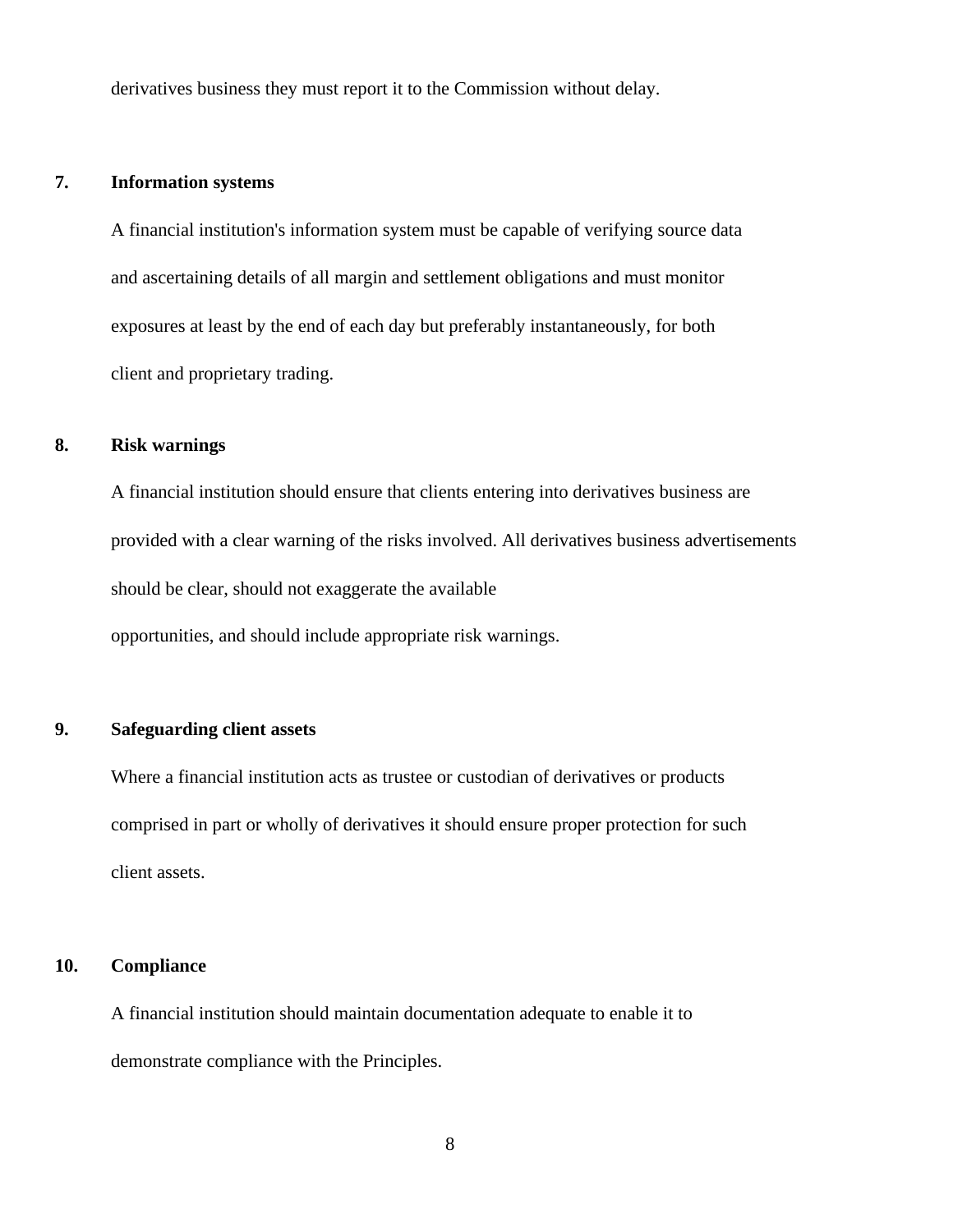derivatives business they must report it to the Commission without delay.

**7. Information systems**

A financial institution's information system must be capable of verifying source data and ascertaining details of all margin and settlement obligations and must monitor exposures at least by the end of each day but preferably instantaneously, for both client and proprietary trading.

**8. Risk warnings**

A financial institution should ensure that clients entering into derivatives business are provided with a clear warning of the risks involved. All derivatives business advertisements should be clear, should not exaggerate the available opportunities, and should include appropriate risk warnings.

**9. Safeguarding client assets**

Where a financial institution acts as trustee or custodian of derivatives or products comprised in part or wholly of derivatives it should ensure proper protection for such client assets.

**10. Compliance**

A financial institution should maintain documentation adequate to enable it to demonstrate compliance with the Principles.